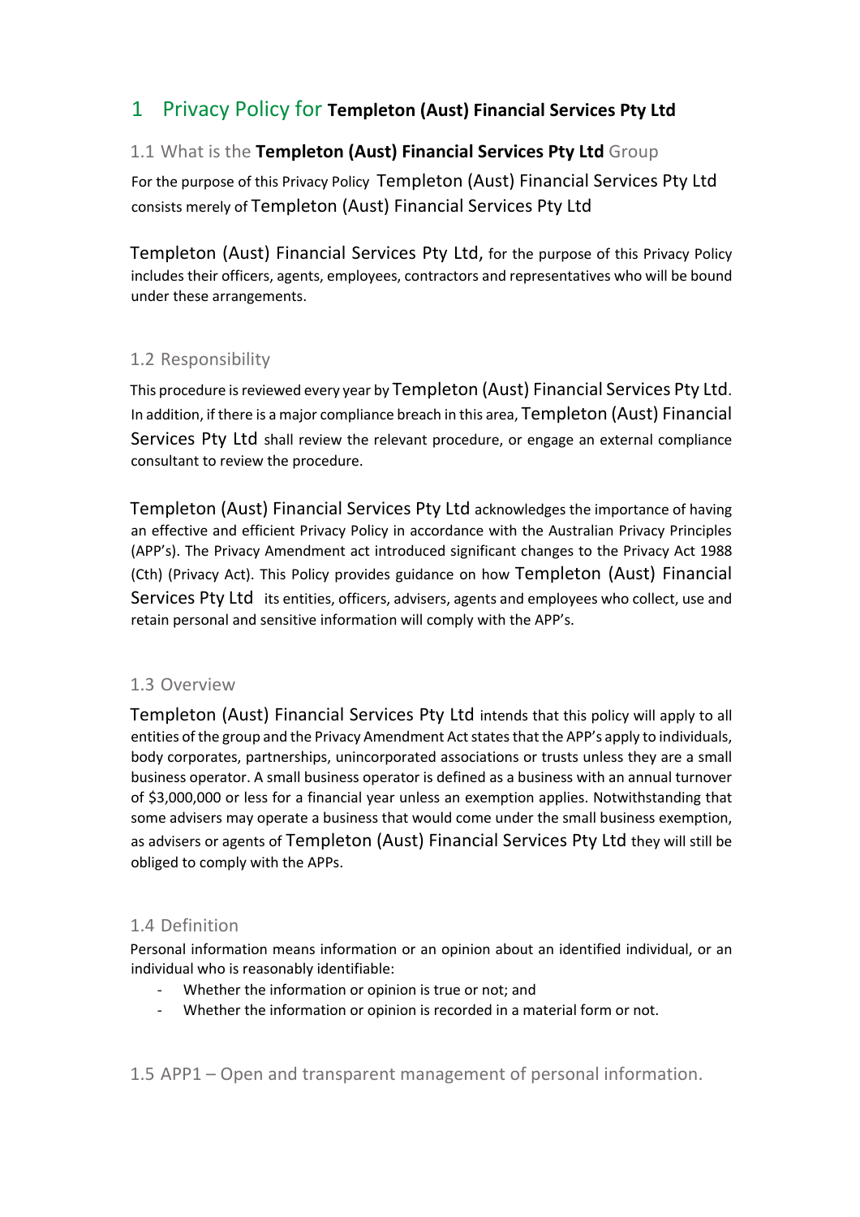# 1 Privacy Policy for **Templeton (Aust) Financial Services Pty Ltd**

## 1.1 What is the **Templeton (Aust) Financial Services Pty Ltd** Group

For the purpose of this Privacy Policy Templeton (Aust) Financial Services Pty Ltd consists merely of Templeton (Aust) Financial Services Pty Ltd

Templeton (Aust) Financial Services Pty Ltd, for the purpose of this Privacy Policy includes their officers, agents, employees, contractors and representatives who will be bound under these arrangements.

## 1.2 Responsibility

This procedure is reviewed every year by Templeton (Aust) Financial Services Pty Ltd. In addition, if there is a major compliance breach in this area, Templeton (Aust) Financial Services Pty Ltd shall review the relevant procedure, or engage an external compliance consultant to review the procedure.

Templeton (Aust) Financial Services Pty Ltd acknowledges the importance of having an effective and efficient Privacy Policy in accordance with the Australian Privacy Principles (APP's). The Privacy Amendment act introduced significant changes to the Privacy Act 1988 (Cth) (Privacy Act). This Policy provides guidance on how Templeton (Aust) Financial Services Pty Ltd its entities, officers, advisers, agents and employees who collect, use and retain personal and sensitive information will comply with the APP's.

## 1.3 Overview

Templeton (Aust) Financial Services Pty Ltd intends that this policy will apply to all entities of the group and the Privacy Amendment Act states that the APP's apply to individuals, body corporates, partnerships, unincorporated associations or trusts unless they are a small business operator. A small business operator is defined as a business with an annual turnover of $3,000,000 or less for a financial year unless an exemption applies. Notwithstanding that some advisers may operate a business that would come under the small business exemption, as advisers or agents of Templeton (Aust) Financial Services Pty Ltd they will still be obliged to comply with the APPs.

## 1.4 Definition

Personal information means information or an opinion about an identified individual, or an individual who is reasonably identifiable:

- Whether the information or opinion is true or not; and
- Whether the information or opinion is recorded in a material form or not.

## 1.5 APP1 – Open and transparent management of personal information.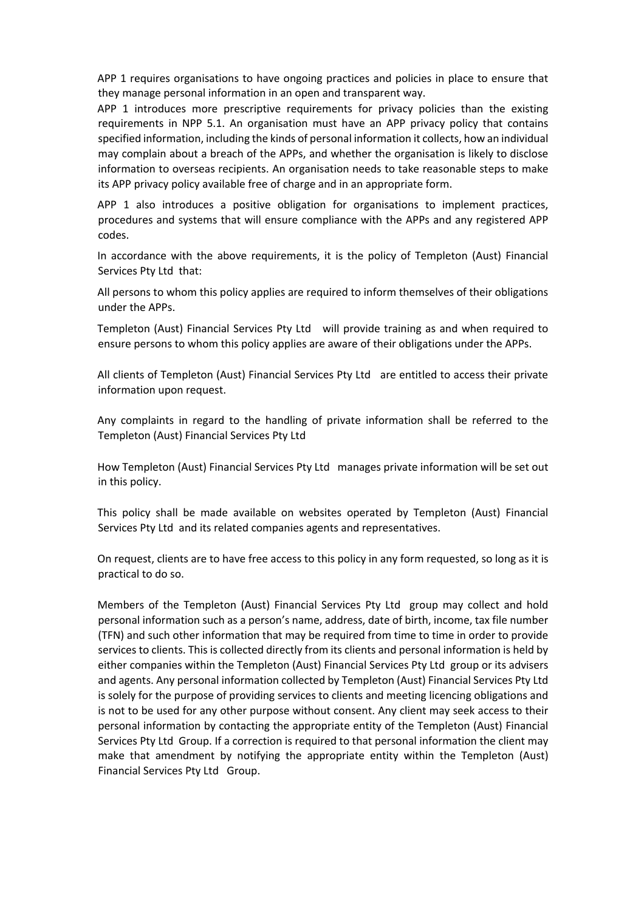APP 1 requires organisations to have ongoing practices and policies in place to ensure that they manage personal information in an open and transparent way.

APP 1 introduces more prescriptive requirements for privacy policies than the existing requirements in NPP 5.1. An organisation must have an APP privacy policy that contains specified information, including the kinds of personal information it collects, how an individual may complain about a breach of the APPs, and whether the organisation is likely to disclose information to overseas recipients. An organisation needs to take reasonable steps to make its APP privacy policy available free of charge and in an appropriate form.

APP 1 also introduces a positive obligation for organisations to implement practices, procedures and systems that will ensure compliance with the APPs and any registered APP codes.

In accordance with the above requirements, it is the policy of Templeton (Aust) Financial Services Pty Ltd that:

All persons to whom this policy applies are required to inform themselves of their obligations under the APPs.

Templeton (Aust) Financial Services Pty Ltd will provide training as and when required to ensure persons to whom this policy applies are aware of their obligations under the APPs.

All clients of Templeton (Aust) Financial Services Pty Ltd are entitled to access their private information upon request.

Any complaints in regard to the handling of private information shall be referred to the Templeton (Aust) Financial Services Pty Ltd

How Templeton (Aust) Financial Services Pty Ltd manages private information will be set out in this policy.

This policy shall be made available on websites operated by Templeton (Aust) Financial Services Pty Ltd and its related companies agents and representatives.

On request, clients are to have free access to this policy in any form requested, so long as it is practical to do so.

Members of the Templeton (Aust) Financial Services Pty Ltd group may collect and hold personal information such as a person's name, address, date of birth, income, tax file number (TFN) and such other information that may be required from time to time in order to provide services to clients. This is collected directly from its clients and personal information is held by either companies within the Templeton (Aust) Financial Services Pty Ltd group or its advisers and agents. Any personal information collected by Templeton (Aust) Financial Services Pty Ltd is solely for the purpose of providing services to clients and meeting licencing obligations and is not to be used for any other purpose without consent. Any client may seek access to their personal information by contacting the appropriate entity of the Templeton (Aust) Financial Services Pty Ltd Group. If a correction is required to that personal information the client may make that amendment by notifying the appropriate entity within the Templeton (Aust) Financial Services Pty Ltd Group.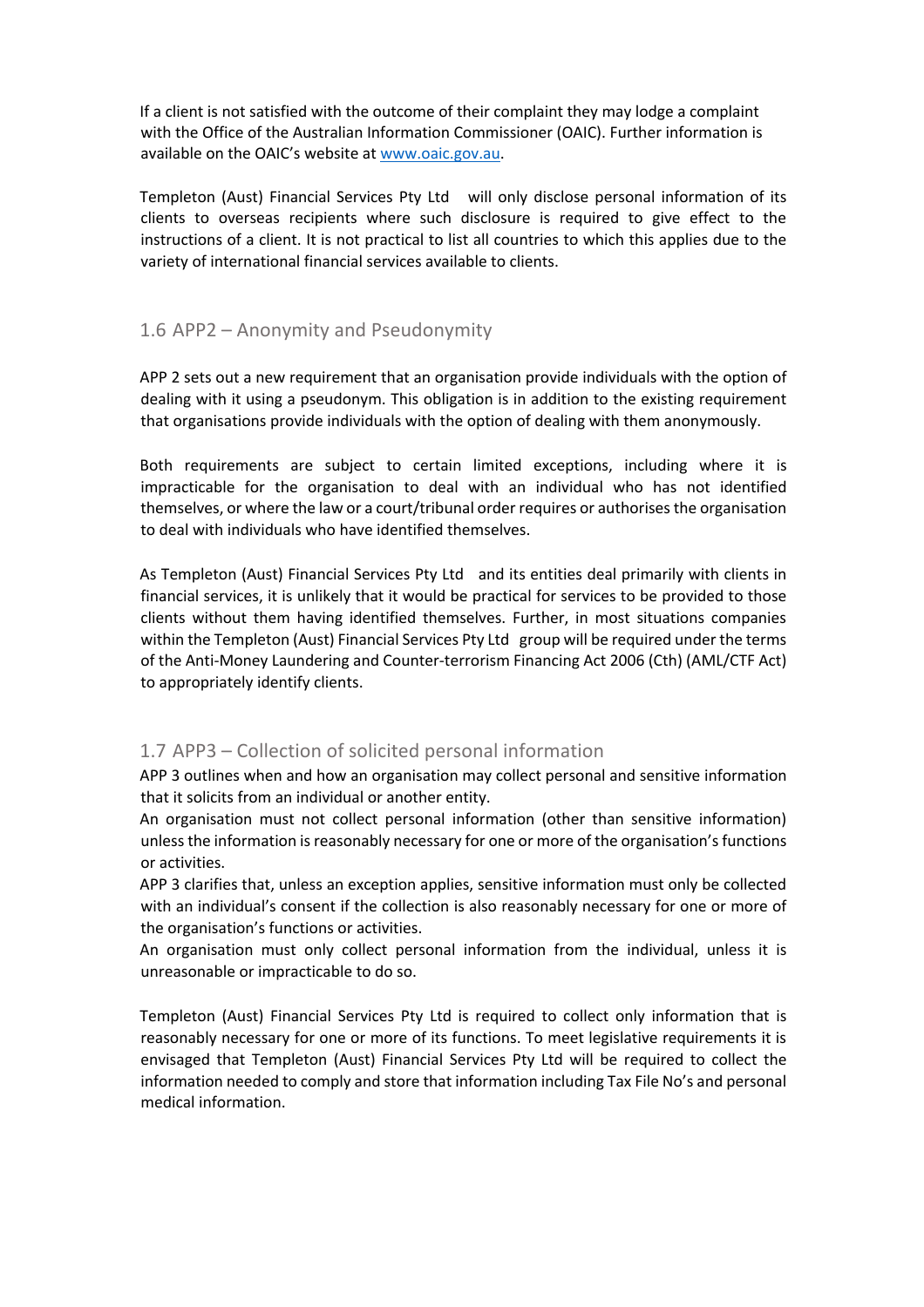If a client is not satisfied with the outcome of their complaint they may lodge a complaint with the Office of the Australian Information Commissioner (OAIC). Further information is available on the OAIC's website at www.oaic.gov.au.

Templeton (Aust) Financial Services Pty Ltd will only disclose personal information of its clients to overseas recipients where such disclosure is required to give effect to the instructions of a client. It is not practical to list all countries to which this applies due to the variety of international financial services available to clients.

## 1.6 APP2 – Anonymity and Pseudonymity

APP 2 sets out a new requirement that an organisation provide individuals with the option of dealing with it using a pseudonym. This obligation is in addition to the existing requirement that organisations provide individuals with the option of dealing with them anonymously.

Both requirements are subject to certain limited exceptions, including where it is impracticable for the organisation to deal with an individual who has not identified themselves, or where the law or a court/tribunal order requires or authorises the organisation to deal with individuals who have identified themselves.

As Templeton (Aust) Financial Services Pty Ltd and its entities deal primarily with clients in financial services, it is unlikely that it would be practical for services to be provided to those clients without them having identified themselves. Further, in most situations companies within the Templeton (Aust) Financial Services Pty Ltd group will be required under the terms of the Anti-Money Laundering and Counter-terrorism Financing Act 2006 (Cth) (AML/CTF Act) to appropriately identify clients.

## 1.7 APP3 – Collection of solicited personal information

APP 3 outlines when and how an organisation may collect personal and sensitive information that it solicits from an individual or another entity.

An organisation must not collect personal information (other than sensitive information) unless the information is reasonably necessary for one or more of the organisation's functions or activities.

APP 3 clarifies that, unless an exception applies, sensitive information must only be collected with an individual's consent if the collection is also reasonably necessary for one or more of the organisation's functions or activities.

An organisation must only collect personal information from the individual, unless it is unreasonable or impracticable to do so.

Templeton (Aust) Financial Services Pty Ltd is required to collect only information that is reasonably necessary for one or more of its functions. To meet legislative requirements it is envisaged that Templeton (Aust) Financial Services Pty Ltd will be required to collect the information needed to comply and store that information including Tax File No's and personal medical information.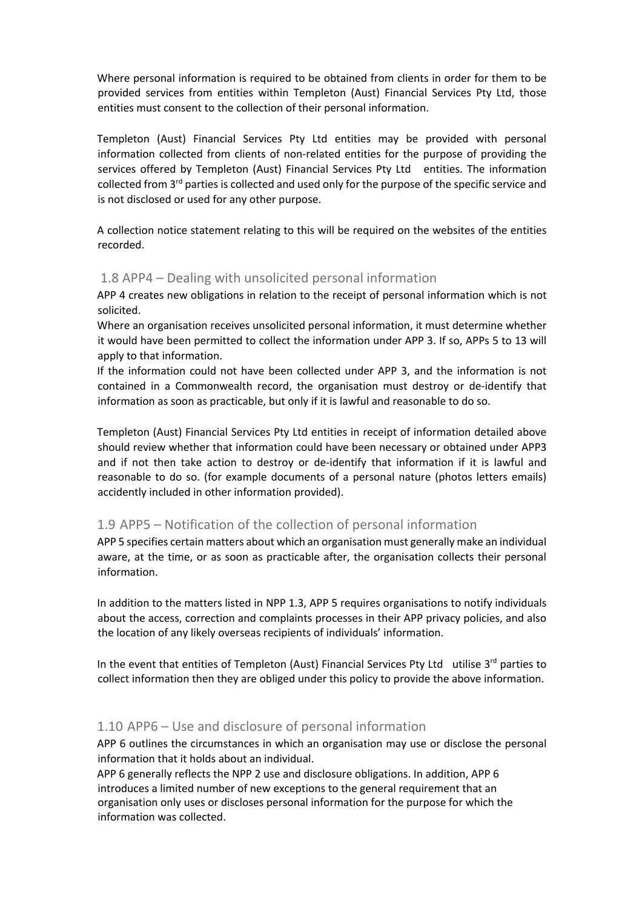Where personal information is required to be obtained from clients in order for them to be provided services from entities within Templeton (Aust) Financial Services Pty Ltd, those entities must consent to the collection of their personal information.

Templeton (Aust) Financial Services Pty Ltd entities may be provided with personal information collected from clients of non-related entities for the purpose of providing the services offered by Templeton (Aust) Financial Services Pty Ltd entities. The information collected from 3rd parties is collected and used only for the purpose of the specific service and is not disclosed or used for any other purpose.

A collection notice statement relating to this will be required on the websites of the entities recorded.

## 1.8 APP4 – Dealing with unsolicited personal information

APP 4 creates new obligations in relation to the receipt of personal information which is not solicited.
Where an organisation receives unsolicited personal information, it must determine whether it would have been permitted to collect the information under APP 3. If so, APPs 5 to 13 will apply to that information.
If the information could not have been collected under APP 3, and the information is not contained in a Commonwealth record, the organisation must destroy or de-identify that information as soon as practicable, but only if it is lawful and reasonable to do so.

Templeton (Aust) Financial Services Pty Ltd entities in receipt of information detailed above should review whether that information could have been necessary or obtained under APP3 and if not then take action to destroy or de-identify that information if it is lawful and reasonable to do so. (for example documents of a personal nature (photos letters emails) accidently included in other information provided).

## 1.9 APP5 – Notification of the collection of personal information

APP 5 specifies certain matters about which an organisation must generally make an individual aware, at the time, or as soon as practicable after, the organisation collects their personal information.

In addition to the matters listed in NPP 1.3, APP 5 requires organisations to notify individuals about the access, correction and complaints processes in their APP privacy policies, and also the location of any likely overseas recipients of individuals' information.

In the event that entities of Templeton (Aust) Financial Services Pty Ltd utilise 3rd parties to collect information then they are obliged under this policy to provide the above information.

## 1.10 APP6 – Use and disclosure of personal information

APP 6 outlines the circumstances in which an organisation may use or disclose the personal information that it holds about an individual.
APP 6 generally reflects the NPP 2 use and disclosure obligations. In addition, APP 6 introduces a limited number of new exceptions to the general requirement that an organisation only uses or discloses personal information for the purpose for which the information was collected.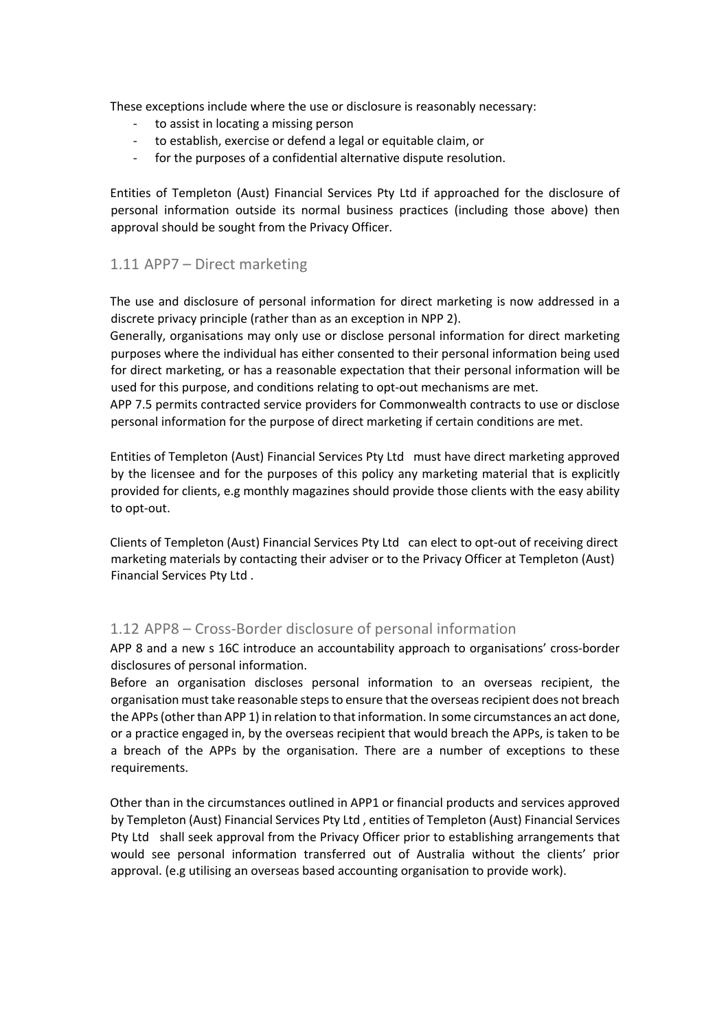These exceptions include where the use or disclosure is reasonably necessary:

- to assist in locating a missing person
- to establish, exercise or defend a legal or equitable claim, or
- for the purposes of a confidential alternative dispute resolution.

Entities of Templeton (Aust) Financial Services Pty Ltd if approached for the disclosure of personal information outside its normal business practices (including those above) then approval should be sought from the Privacy Officer.

## 1.11 APP7 – Direct marketing

The use and disclosure of personal information for direct marketing is now addressed in a discrete privacy principle (rather than as an exception in NPP 2).

Generally, organisations may only use or disclose personal information for direct marketing purposes where the individual has either consented to their personal information being used for direct marketing, or has a reasonable expectation that their personal information will be used for this purpose, and conditions relating to opt-out mechanisms are met.

APP 7.5 permits contracted service providers for Commonwealth contracts to use or disclose personal information for the purpose of direct marketing if certain conditions are met.

Entities of Templeton (Aust) Financial Services Pty Ltd must have direct marketing approved by the licensee and for the purposes of this policy any marketing material that is explicitly provided for clients, e.g monthly magazines should provide those clients with the easy ability to opt-out.

Clients of Templeton (Aust) Financial Services Pty Ltd can elect to opt-out of receiving direct marketing materials by contacting their adviser or to the Privacy Officer at Templeton (Aust) Financial Services Pty Ltd .

## 1.12 APP8 – Cross-Border disclosure of personal information

APP 8 and a new s 16C introduce an accountability approach to organisations' cross-border disclosures of personal information.

Before an organisation discloses personal information to an overseas recipient, the organisation must take reasonable steps to ensure that the overseas recipient does not breach the APPs (other than APP 1) in relation to that information. In some circumstances an act done, or a practice engaged in, by the overseas recipient that would breach the APPs, is taken to be a breach of the APPs by the organisation. There are a number of exceptions to these requirements.

Other than in the circumstances outlined in APP1 or financial products and services approved by Templeton (Aust) Financial Services Pty Ltd , entities of Templeton (Aust) Financial Services Pty Ltd shall seek approval from the Privacy Officer prior to establishing arrangements that would see personal information transferred out of Australia without the clients' prior approval. (e.g utilising an overseas based accounting organisation to provide work).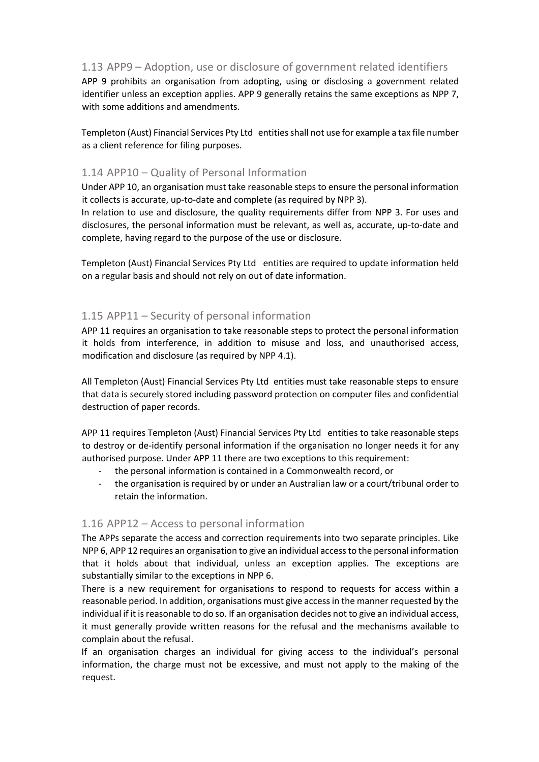## 1.13 APP9 – Adoption, use or disclosure of government related identifiers

APP 9 prohibits an organisation from adopting, using or disclosing a government related identifier unless an exception applies. APP 9 generally retains the same exceptions as NPP 7, with some additions and amendments.

Templeton (Aust) Financial Services Pty Ltd entities shall not use for example a tax file number as a client reference for filing purposes.

## 1.14 APP10 – Quality of Personal Information

Under APP 10, an organisation must take reasonable steps to ensure the personal information it collects is accurate, up-to-date and complete (as required by NPP 3).

In relation to use and disclosure, the quality requirements differ from NPP 3. For uses and disclosures, the personal information must be relevant, as well as, accurate, up-to-date and complete, having regard to the purpose of the use or disclosure.

Templeton (Aust) Financial Services Pty Ltd entities are required to update information held on a regular basis and should not rely on out of date information.

## 1.15 APP11 – Security of personal information

APP 11 requires an organisation to take reasonable steps to protect the personal information it holds from interference, in addition to misuse and loss, and unauthorised access, modification and disclosure (as required by NPP 4.1).

All Templeton (Aust) Financial Services Pty Ltd entities must take reasonable steps to ensure that data is securely stored including password protection on computer files and confidential destruction of paper records.

APP 11 requires Templeton (Aust) Financial Services Pty Ltd entities to take reasonable steps to destroy or de-identify personal information if the organisation no longer needs it for any authorised purpose. Under APP 11 there are two exceptions to this requirement:

- the personal information is contained in a Commonwealth record, or
- the organisation is required by or under an Australian law or a court/tribunal order to retain the information.

## 1.16 APP12 – Access to personal information

The APPs separate the access and correction requirements into two separate principles. Like NPP 6, APP 12 requires an organisation to give an individual access to the personal information that it holds about that individual, unless an exception applies. The exceptions are substantially similar to the exceptions in NPP 6.

There is a new requirement for organisations to respond to requests for access within a reasonable period. In addition, organisations must give access in the manner requested by the individual if it is reasonable to do so. If an organisation decides not to give an individual access, it must generally provide written reasons for the refusal and the mechanisms available to complain about the refusal.

If an organisation charges an individual for giving access to the individual's personal information, the charge must not be excessive, and must not apply to the making of the request.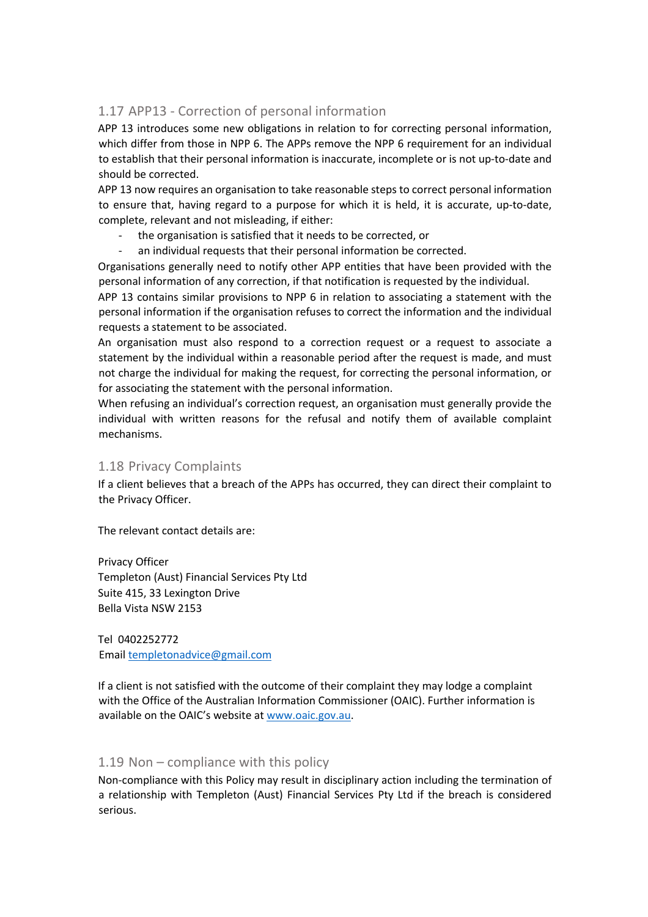## 1.17 APP13 - Correction of personal information

APP 13 introduces some new obligations in relation to for correcting personal information, which differ from those in NPP 6. The APPs remove the NPP 6 requirement for an individual to establish that their personal information is inaccurate, incomplete or is not up-to-date and should be corrected.

APP 13 now requires an organisation to take reasonable steps to correct personal information to ensure that, having regard to a purpose for which it is held, it is accurate, up-to-date, complete, relevant and not misleading, if either:

- the organisation is satisfied that it needs to be corrected, or
- an individual requests that their personal information be corrected.

Organisations generally need to notify other APP entities that have been provided with the personal information of any correction, if that notification is requested by the individual.

APP 13 contains similar provisions to NPP 6 in relation to associating a statement with the personal information if the organisation refuses to correct the information and the individual requests a statement to be associated.

An organisation must also respond to a correction request or a request to associate a statement by the individual within a reasonable period after the request is made, and must not charge the individual for making the request, for correcting the personal information, or for associating the statement with the personal information.

When refusing an individual's correction request, an organisation must generally provide the individual with written reasons for the refusal and notify them of available complaint mechanisms.

## 1.18 Privacy Complaints

If a client believes that a breach of the APPs has occurred, they can direct their complaint to the Privacy Officer.

The relevant contact details are:

Privacy Officer
Templeton (Aust) Financial Services Pty Ltd
Suite 415, 33 Lexington Drive
Bella Vista NSW 2153

Tel 0402252772
Email templetonadvice@gmail.com

If a client is not satisfied with the outcome of their complaint they may lodge a complaint with the Office of the Australian Information Commissioner (OAIC). Further information is available on the OAIC's website at www.oaic.gov.au.

## 1.19 Non – compliance with this policy

Non-compliance with this Policy may result in disciplinary action including the termination of a relationship with Templeton (Aust) Financial Services Pty Ltd if the breach is considered serious.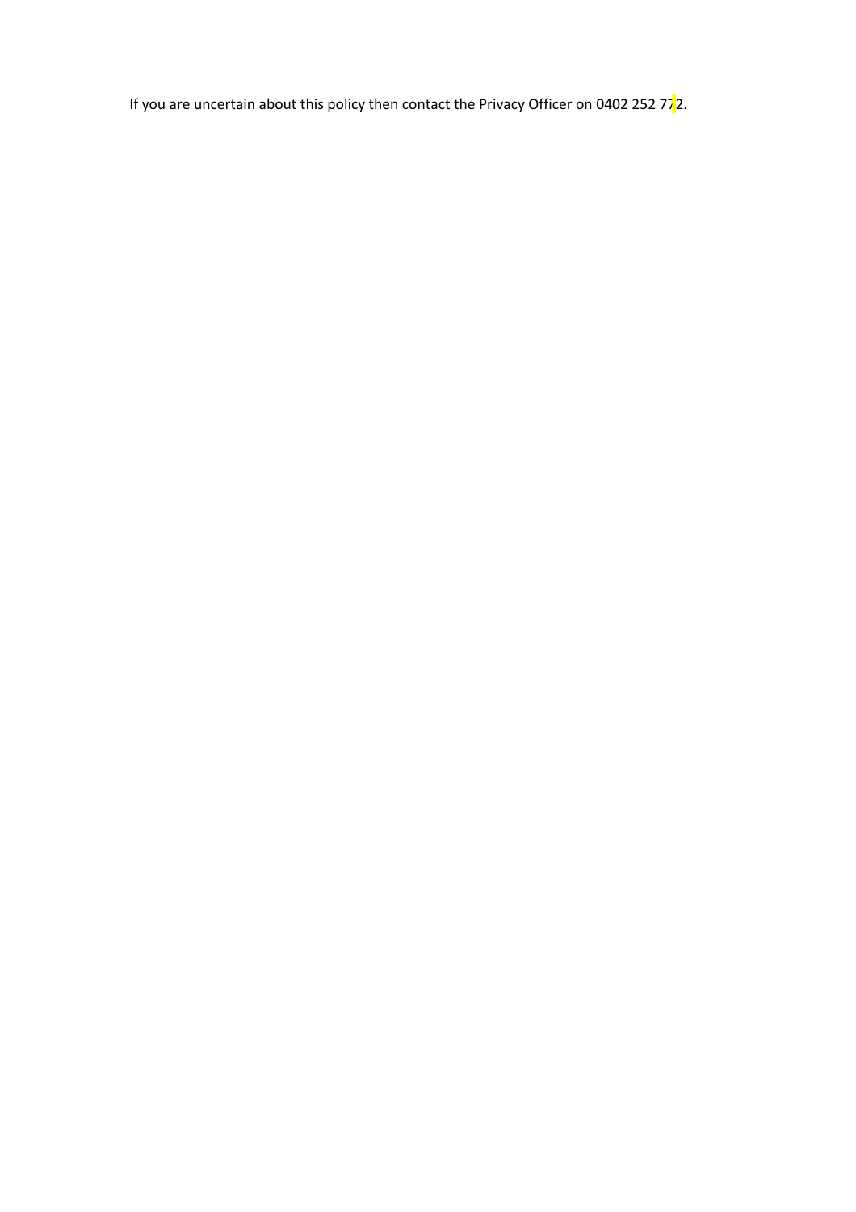If you are uncertain about this policy then contact the Privacy Officer on 0402 252 772.